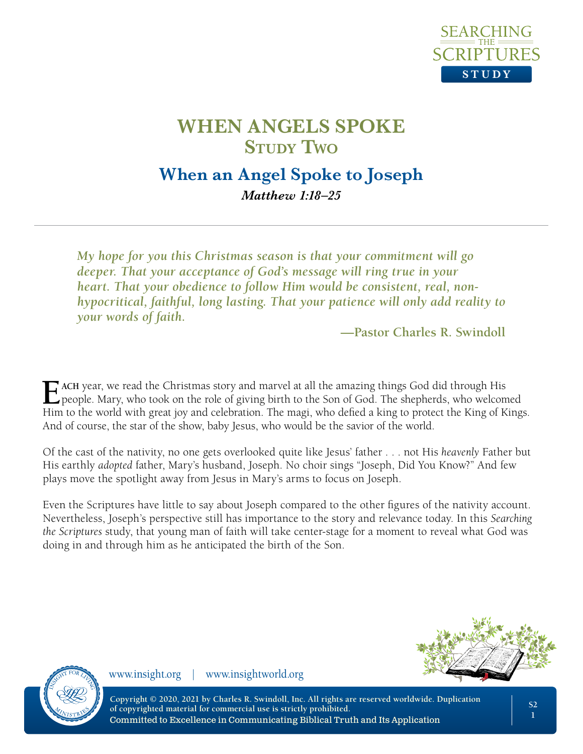# WHEN ANGELS SPOKE
## Study Two

## When an Angel Spoke to Joseph

***Matthew 1:18–25***

---

> ***My hope for you this Christmas season is that your commitment will go deeper. That your acceptance of God's message will ring true in your heart. That your obedience to follow Him would be consistent, real, non-hypocritical, faithful, long lasting. That your patience will only add reality to your words of faith.***
>
> **—Pastor Charles R. Swindoll**

EACH year, we read the Christmas story and marvel at all the amazing things God did through His people. Mary, who took on the role of giving birth to the Son of God. The shepherds, who welcomed Him to the world with great joy and celebration. The magi, who defied a king to protect the King of Kings. And of course, the star of the show, baby Jesus, who would be the savior of the world.

Of the cast of the nativity, no one gets overlooked quite like Jesus' father . . . not His *heavenly* Father but His earthly *adopted* father, Mary's husband, Joseph. No choir sings "Joseph, Did You Know?" And few plays move the spotlight away from Jesus in Mary's arms to focus on Joseph.

Even the Scriptures have little to say about Joseph compared to the other figures of the nativity account. Nevertheless, Joseph's perspective still has importance to the story and relevance today. In this *Searching the Scriptures* study, that young man of faith will take center-stage for a moment to reveal what God was doing in and through him as he anticipated the birth of the Son.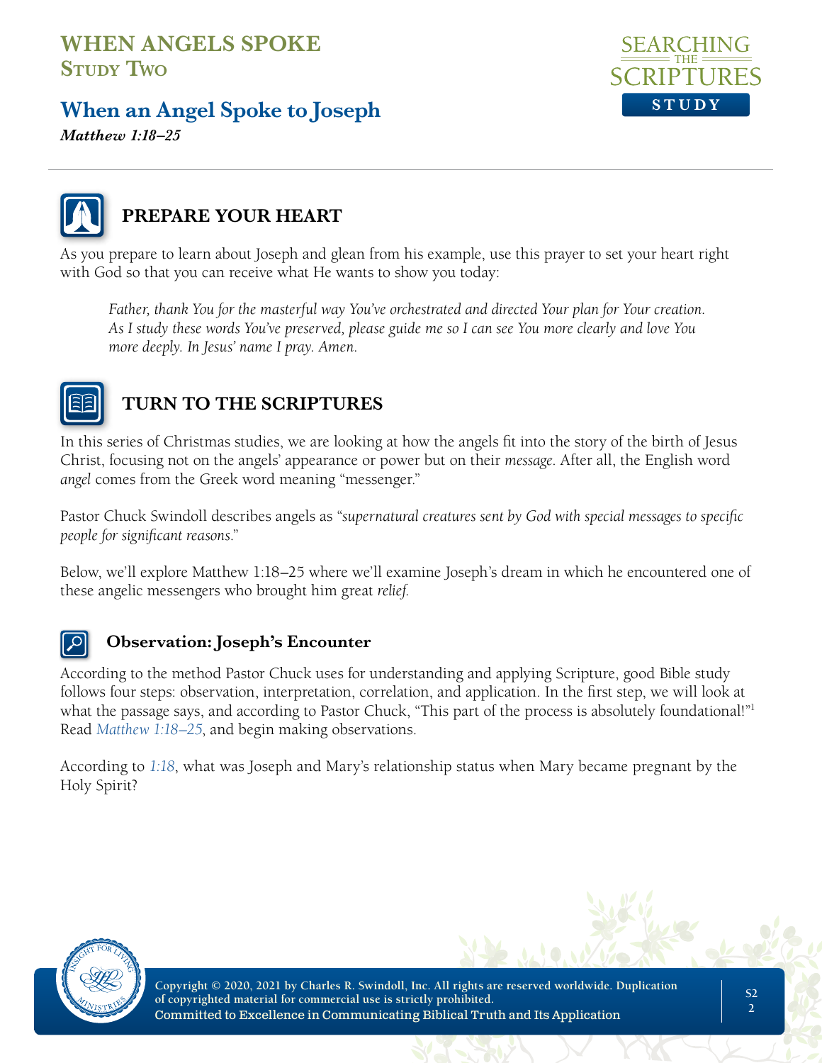# WHEN ANGELS SPOKE

## Study Two

## When an Angel Spoke to Joseph

***Matthew 1:18–25***

## PREPARE YOUR HEART

As you prepare to learn about Joseph and glean from his example, use this prayer to set your heart right with God so that you can receive what He wants to show you today:

> *Father, thank You for the masterful way You've orchestrated and directed Your plan for Your creation. As I study these words You've preserved, please guide me so I can see You more clearly and love You more deeply. In Jesus' name I pray. Amen.*

## TURN TO THE SCRIPTURES

In this series of Christmas studies, we are looking at how the angels fit into the story of the birth of Jesus Christ, focusing not on the angels' appearance or power but on their *message*. After all, the English word *angel* comes from the Greek word meaning "messenger."

Pastor Chuck Swindoll describes angels as "*supernatural creatures sent by God with special messages to specific people for significant reasons*."

Below, we'll explore Matthew 1:18–25 where we'll examine Joseph's dream in which he encountered one of these angelic messengers who brought him great *relief*.

### Observation: Joseph's Encounter

According to the method Pastor Chuck uses for understanding and applying Scripture, good Bible study follows four steps: observation, interpretation, correlation, and application. In the first step, we will look at what the passage says, and according to Pastor Chuck, "This part of the process is absolutely foundational!"[1] Read *Matthew 1:18–25*, and begin making observations.

According to *1:18*, what was Joseph and Mary's relationship status when Mary became pregnant by the Holy Spirit?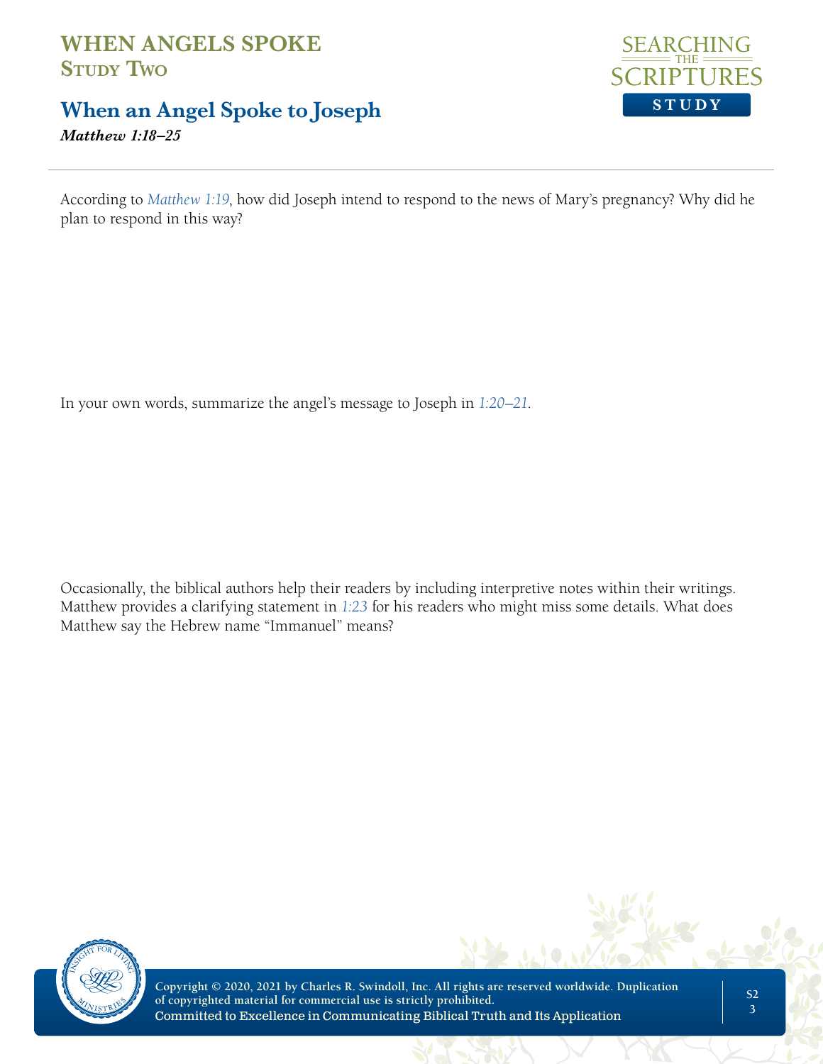# WHEN ANGELS SPOKE
## Study Two

## When an Angel Spoke to Joseph
***Matthew 1:18–25***

According to *Matthew 1:19*, how did Joseph intend to respond to the news of Mary's pregnancy? Why did he plan to respond in this way?

In your own words, summarize the angel's message to Joseph in *1:20–21*.

Occasionally, the biblical authors help their readers by including interpretive notes within their writings. Matthew provides a clarifying statement in *1:23* for his readers who might miss some details. What does Matthew say the Hebrew name "Immanuel" means?

**Copyright © 2020, 2021 by Charles R. Swindoll, Inc. All rights are reserved worldwide. Duplication of copyrighted material for commercial use is strictly prohibited.**
**Committed to Excellence in Communicating Biblical Truth and Its Application**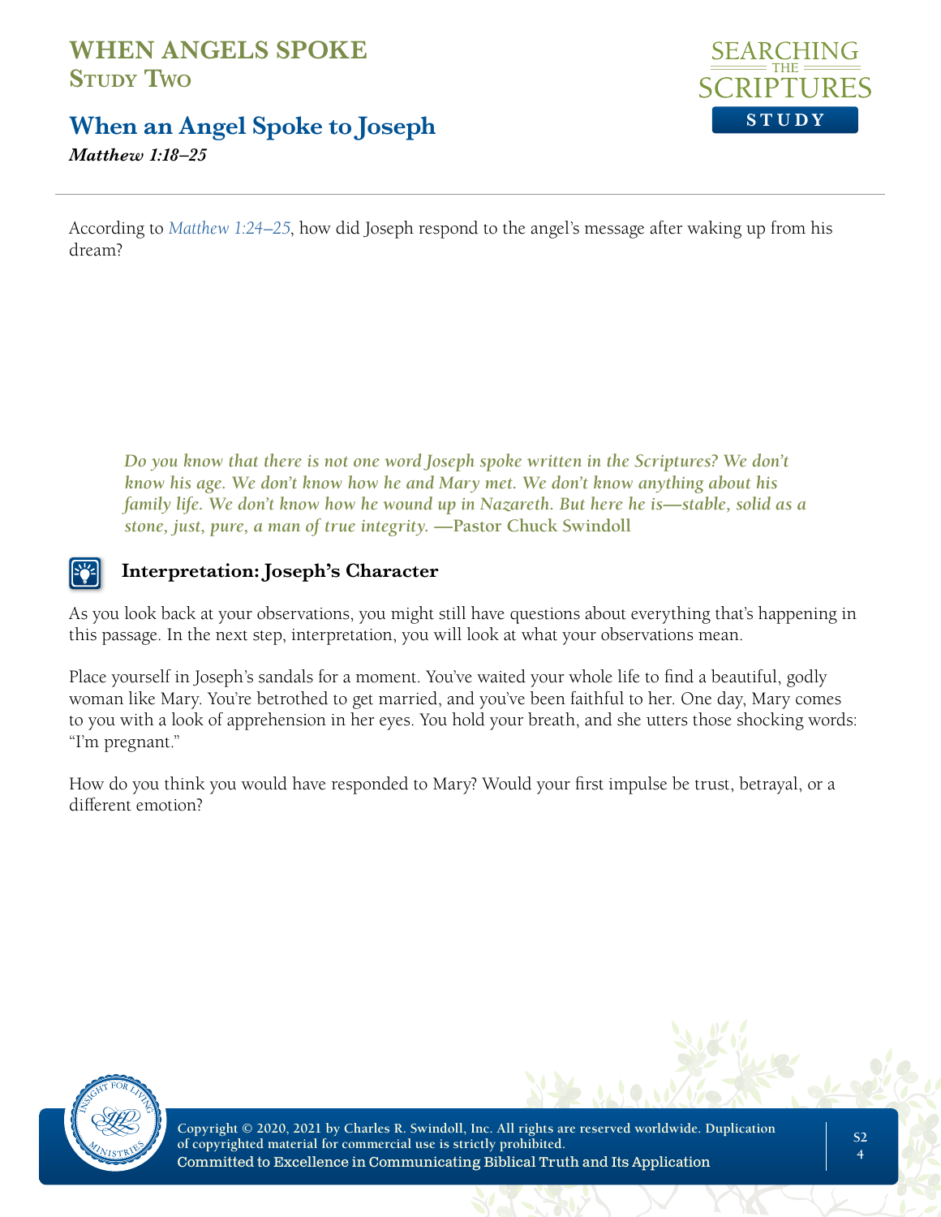According to *Matthew 1:24–25*, how did Joseph respond to the angel's message after waking up from his dream?

> ***Do you know that there is not one word Joseph spoke written in the Scriptures? We don't know his age. We don't know how he and Mary met. We don't know anything about his family life. We don't know how he wound up in Nazareth. But here he is—stable, solid as a stone, just, pure, a man of true integrity.* —Pastor Chuck Swindoll**

### Interpretation: Joseph's Character

As you look back at your observations, you might still have questions about everything that's happening in this passage. In the next step, interpretation, you will look at what your observations mean.

Place yourself in Joseph's sandals for a moment. You've waited your whole life to find a beautiful, godly woman like Mary. You're betrothed to get married, and you've been faithful to her. One day, Mary comes to you with a look of apprehension in her eyes. You hold your breath, and she utters those shocking words: "I'm pregnant."

How do you think you would have responded to Mary? Would your first impulse be trust, betrayal, or a different emotion?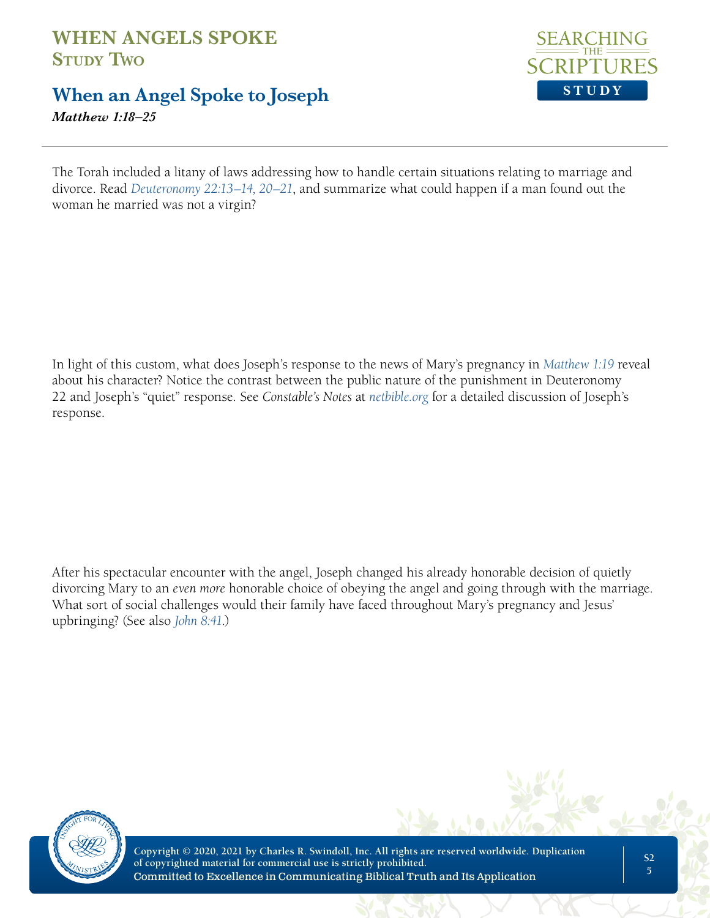# WHEN ANGELS SPOKE
## Study Two

## When an Angel Spoke to Joseph

***Matthew 1:18–25***

The Torah included a litany of laws addressing how to handle certain situations relating to marriage and divorce. Read *Deuteronomy 22:13–14, 20–21*, and summarize what could happen if a man found out the woman he married was not a virgin?

In light of this custom, what does Joseph's response to the news of Mary's pregnancy in *Matthew 1:19* reveal about his character? Notice the contrast between the public nature of the punishment in Deuteronomy 22 and Joseph's "quiet" response. See *Constable's Notes* at netbible.org for a detailed discussion of Joseph's response.

After his spectacular encounter with the angel, Joseph changed his already honorable decision of quietly divorcing Mary to an *even more* honorable choice of obeying the angel and going through with the marriage. What sort of social challenges would their family have faced throughout Mary's pregnancy and Jesus' upbringing? (See also *John 8:41*.)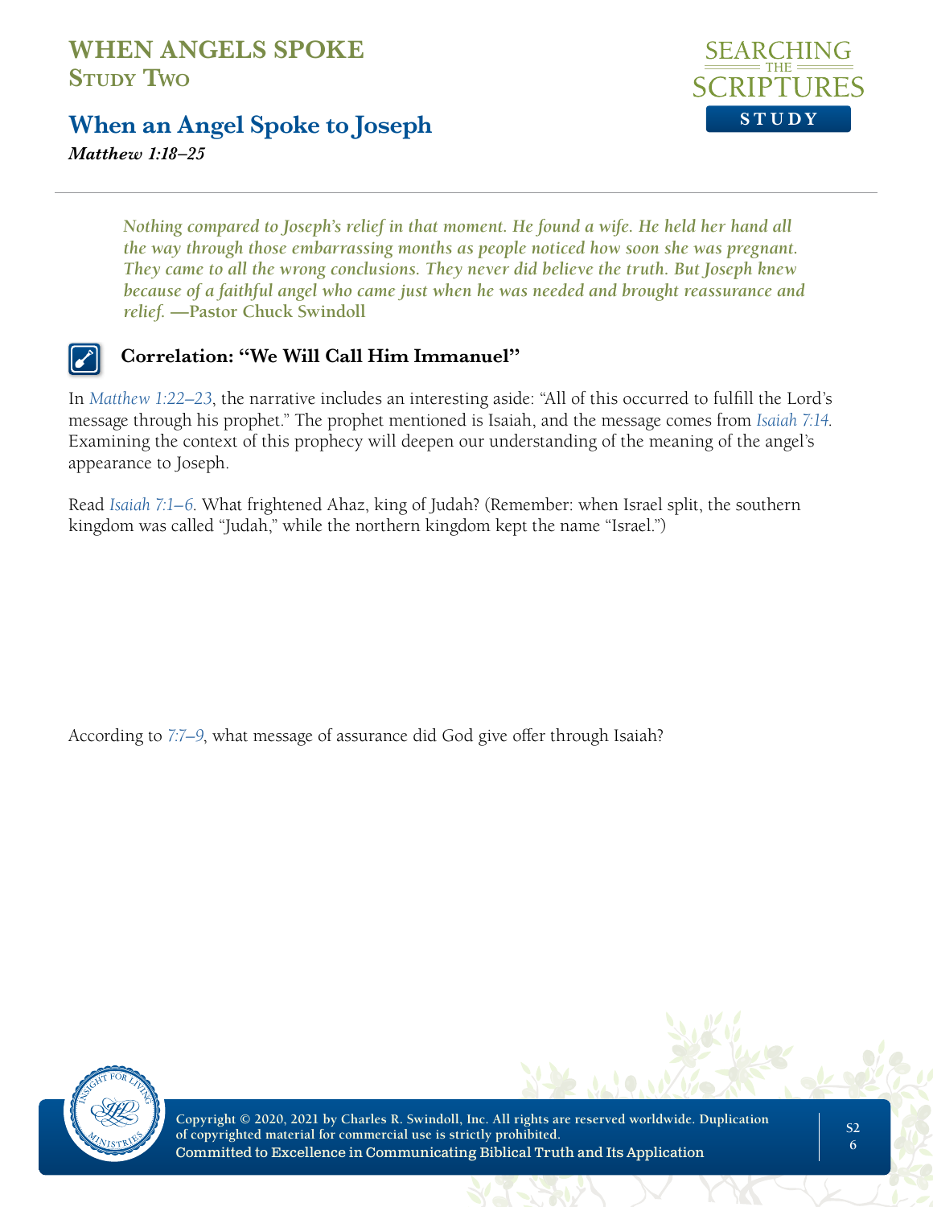# WHEN ANGELS SPOKE
## Study Two

## When an Angel Spoke to Joseph
*Matthew 1:18–25*

---

*Nothing compared to Joseph's relief in that moment. He found a wife. He held her hand all the way through those embarrassing months as people noticed how soon she was pregnant. They came to all the wrong conclusions. They never did believe the truth. But Joseph knew because of a faithful angel who came just when he was needed and brought reassurance and relief.* **—Pastor Chuck Swindoll**

### Correlation: "We Will Call Him Immanuel"

In *Matthew 1:22–23*, the narrative includes an interesting aside: "All of this occurred to fulfill the Lord's message through his prophet." The prophet mentioned is Isaiah, and the message comes from *Isaiah 7:14*. Examining the context of this prophecy will deepen our understanding of the meaning of the angel's appearance to Joseph.

Read *Isaiah 7:1–6*. What frightened Ahaz, king of Judah? (Remember: when Israel split, the southern kingdom was called "Judah," while the northern kingdom kept the name "Israel.")

According to *7:7–9*, what message of assurance did God give offer through Isaiah?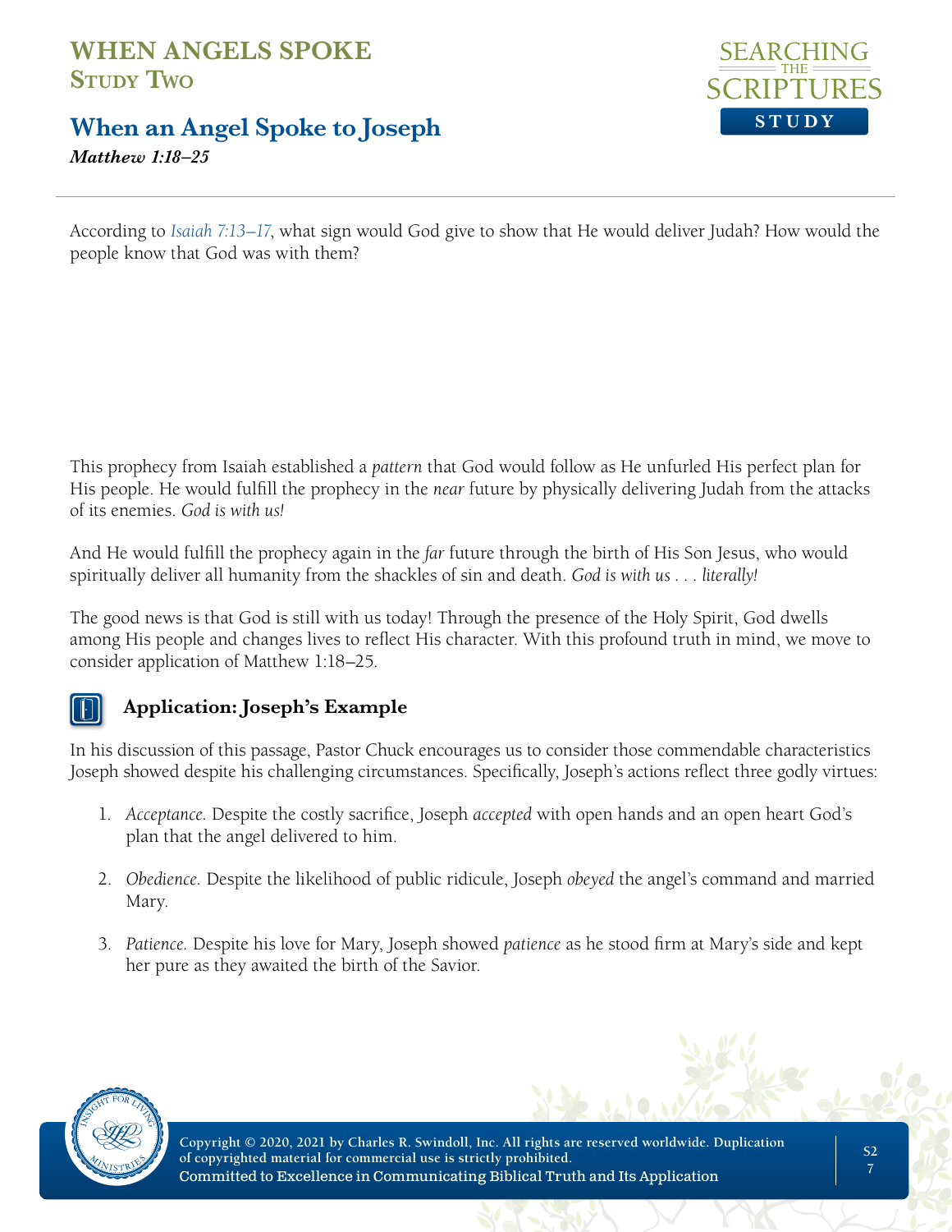According to *Isaiah 7:13–17*, what sign would God give to show that He would deliver Judah? How would the people know that God was with them?

This prophecy from Isaiah established a *pattern* that God would follow as He unfurled His perfect plan for His people. He would fulfill the prophecy in the *near* future by physically delivering Judah from the attacks of its enemies. *God is with us!*

And He would fulfill the prophecy again in the *far* future through the birth of His Son Jesus, who would spiritually deliver all humanity from the shackles of sin and death. *God is with us . . . literally!*

The good news is that God is still with us today! Through the presence of the Holy Spirit, God dwells among His people and changes lives to reflect His character. With this profound truth in mind, we move to consider application of Matthew 1:18–25.

### Application: Joseph's Example

In his discussion of this passage, Pastor Chuck encourages us to consider those commendable characteristics Joseph showed despite his challenging circumstances. Specifically, Joseph's actions reflect three godly virtues:

1. *Acceptance*. Despite the costly sacrifice, Joseph *accepted* with open hands and an open heart God's plan that the angel delivered to him.

2. *Obedience*. Despite the likelihood of public ridicule, Joseph *obeyed* the angel's command and married Mary.

3. *Patience*. Despite his love for Mary, Joseph showed *patience* as he stood firm at Mary's side and kept her pure as they awaited the birth of the Savior.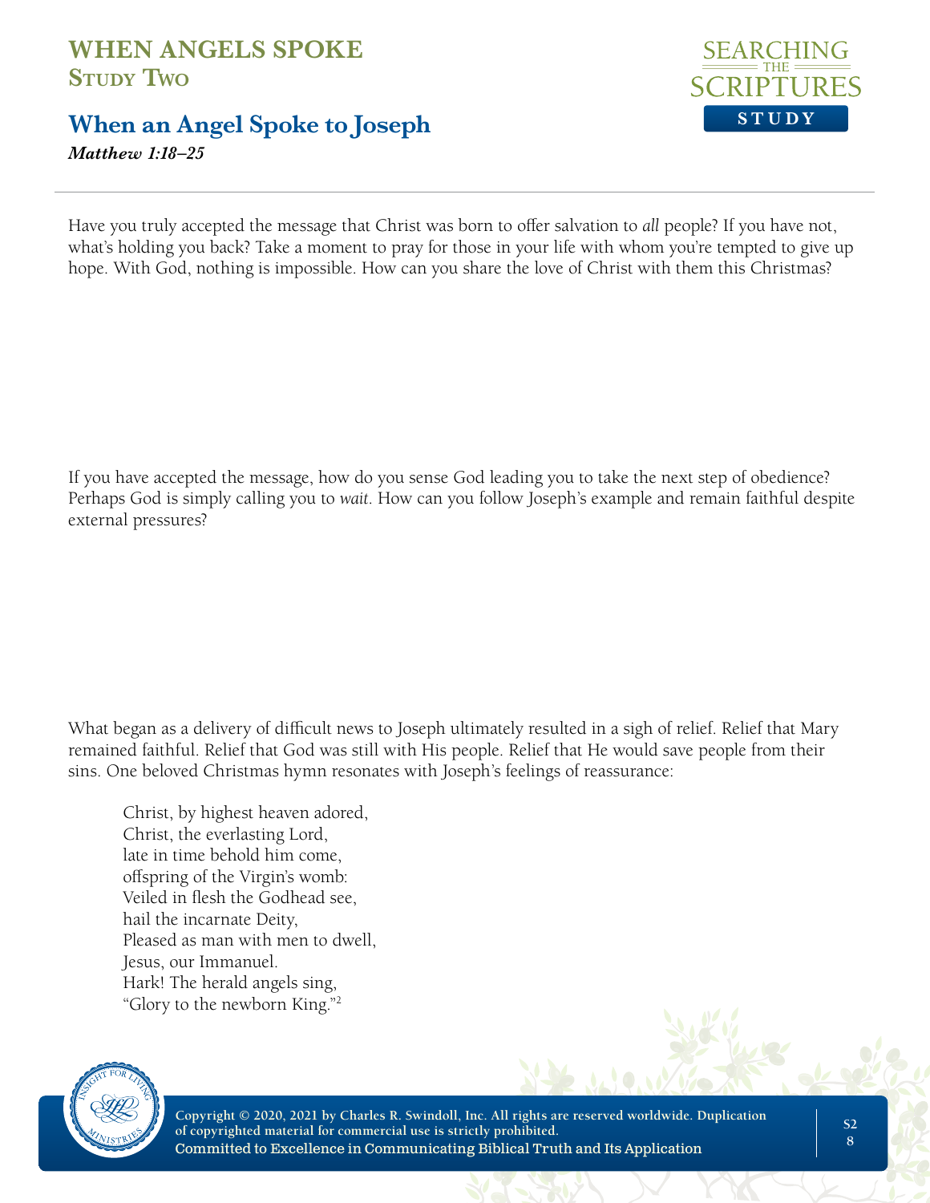Have you truly accepted the message that Christ was born to offer salvation to *all* people? If you have not, what's holding you back? Take a moment to pray for those in your life with whom you're tempted to give up hope. With God, nothing is impossible. How can you share the love of Christ with them this Christmas?

If you have accepted the message, how do you sense God leading you to take the next step of obedience? Perhaps God is simply calling you to *wait*. How can you follow Joseph's example and remain faithful despite external pressures?

What began as a delivery of difficult news to Joseph ultimately resulted in a sigh of relief. Relief that Mary remained faithful. Relief that God was still with His people. Relief that He would save people from their sins. One beloved Christmas hymn resonates with Joseph's feelings of reassurance:

> Christ, by highest heaven adored,
> Christ, the everlasting Lord,
> late in time behold him come,
> offspring of the Virgin's womb:
> Veiled in flesh the Godhead see,
> hail the incarnate Deity,
> Pleased as man with men to dwell,
> Jesus, our Immanuel.
> Hark! The herald angels sing,
> "Glory to the newborn King."[2]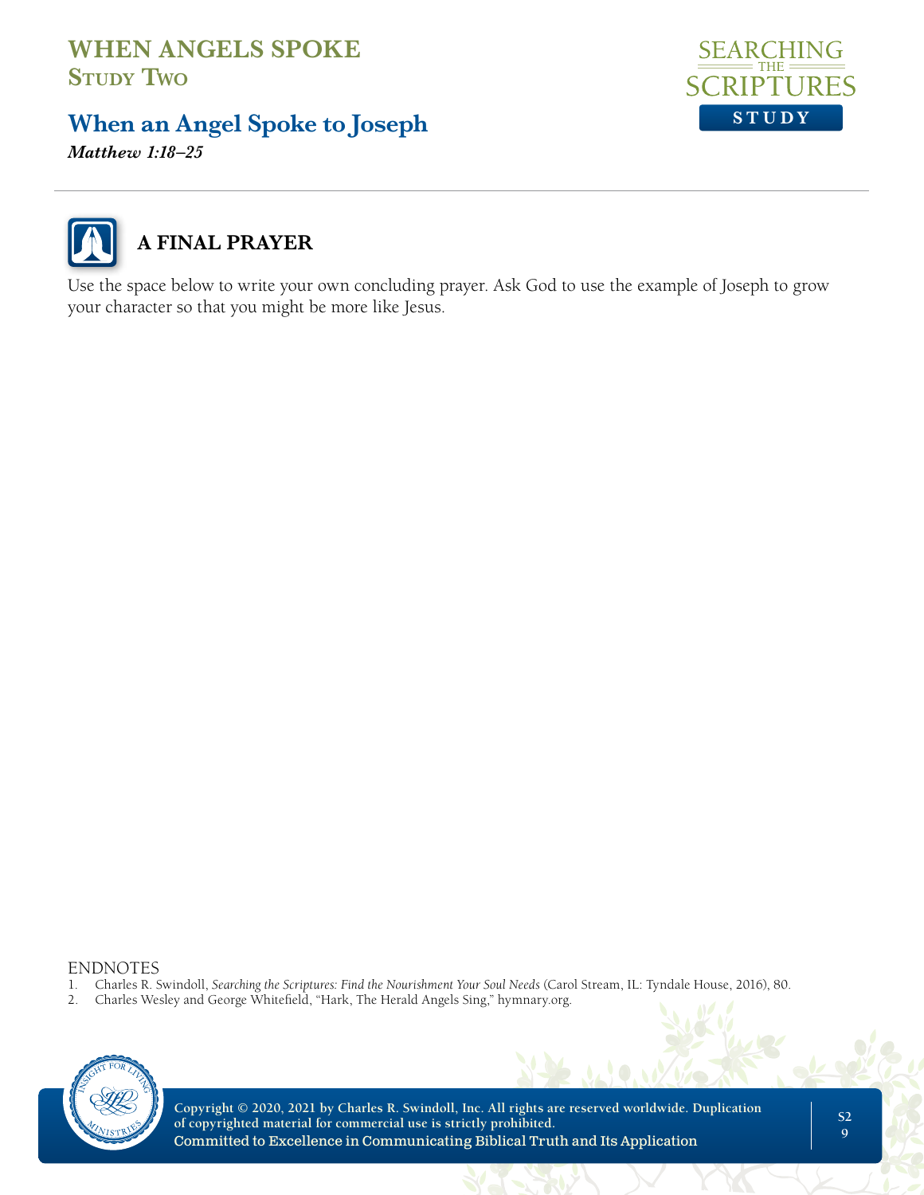## A FINAL PRAYER

Use the space below to write your own concluding prayer. Ask God to use the example of Joseph to grow your character so that you might be more like Jesus.

ENDNOTES

1. Charles R. Swindoll, *Searching the Scriptures: Find the Nourishment Your Soul Needs* (Carol Stream, IL: Tyndale House, 2016), 80.
2. Charles Wesley and George Whitefield, "Hark, The Herald Angels Sing," hymnary.org.